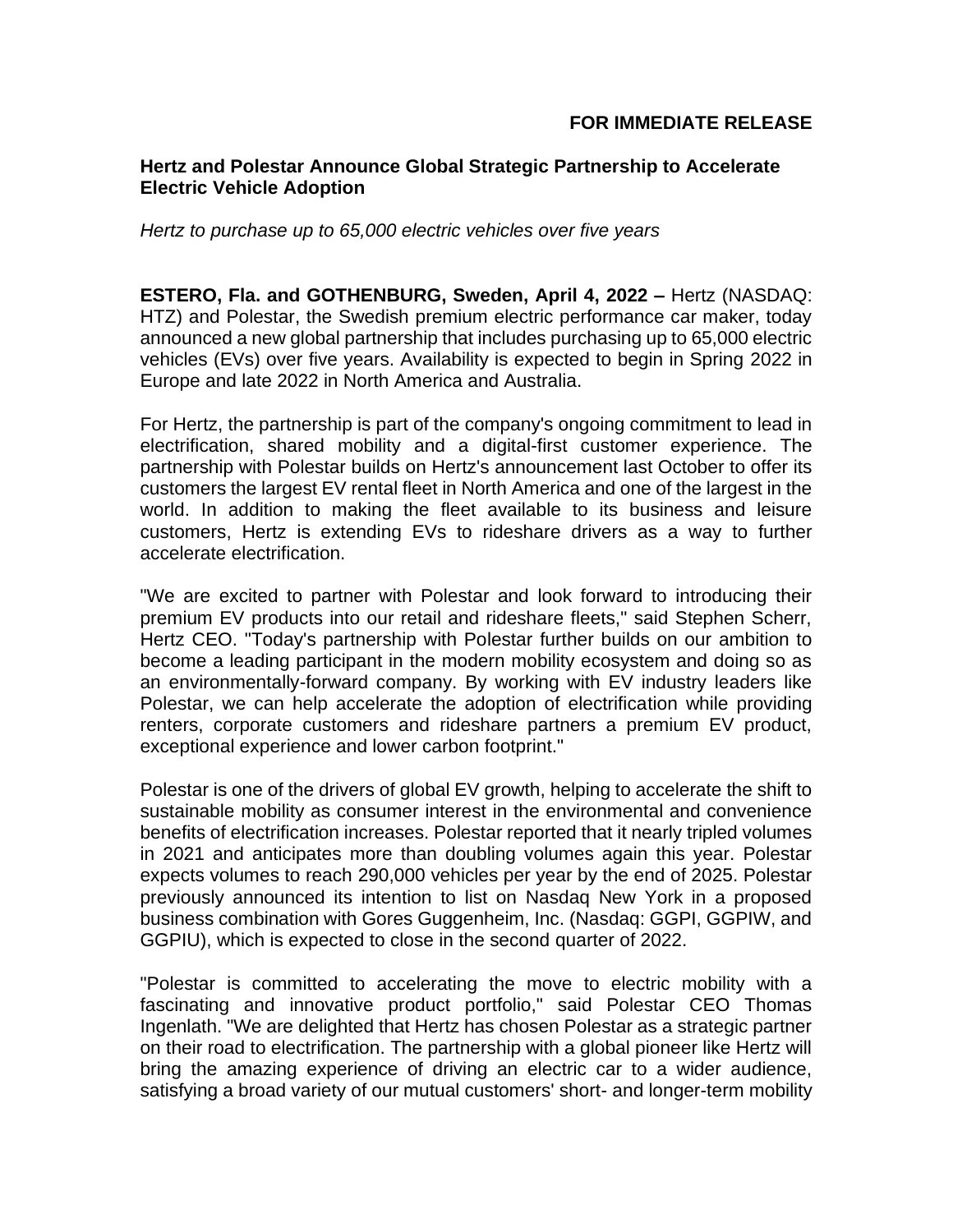**FOR IMMEDIATE RELEASE**

# Hertz and Polestar Announce Global Strategic Partnership to Accelerate Electric Vehicle Adoption

*Hertz to purchase up to 65,000 electric vehicles over five years*

**ESTERO, Fla. and GOTHENBURG, Sweden, April 4, 2022 –** Hertz (NASDAQ: HTZ) and Polestar, the Swedish premium electric performance car maker, today announced a new global partnership that includes purchasing up to 65,000 electric vehicles (EVs) over five years. Availability is expected to begin in Spring 2022 in Europe and late 2022 in North America and Australia.

For Hertz, the partnership is part of the company's ongoing commitment to lead in electrification, shared mobility and a digital-first customer experience. The partnership with Polestar builds on Hertz's announcement last October to offer its customers the largest EV rental fleet in North America and one of the largest in the world. In addition to making the fleet available to its business and leisure customers, Hertz is extending EVs to rideshare drivers as a way to further accelerate electrification.

"We are excited to partner with Polestar and look forward to introducing their premium EV products into our retail and rideshare fleets," said Stephen Scherr, Hertz CEO. "Today's partnership with Polestar further builds on our ambition to become a leading participant in the modern mobility ecosystem and doing so as an environmentally-forward company. By working with EV industry leaders like Polestar, we can help accelerate the adoption of electrification while providing renters, corporate customers and rideshare partners a premium EV product, exceptional experience and lower carbon footprint."

Polestar is one of the drivers of global EV growth, helping to accelerate the shift to sustainable mobility as consumer interest in the environmental and convenience benefits of electrification increases. Polestar reported that it nearly tripled volumes in 2021 and anticipates more than doubling volumes again this year. Polestar expects volumes to reach 290,000 vehicles per year by the end of 2025. Polestar previously announced its intention to list on Nasdaq New York in a proposed business combination with Gores Guggenheim, Inc. (Nasdaq: GGPI, GGPIW, and GGPIU), which is expected to close in the second quarter of 2022.

"Polestar is committed to accelerating the move to electric mobility with a fascinating and innovative product portfolio," said Polestar CEO Thomas Ingenlath. "We are delighted that Hertz has chosen Polestar as a strategic partner on their road to electrification. The partnership with a global pioneer like Hertz will bring the amazing experience of driving an electric car to a wider audience, satisfying a broad variety of our mutual customers' short- and longer-term mobility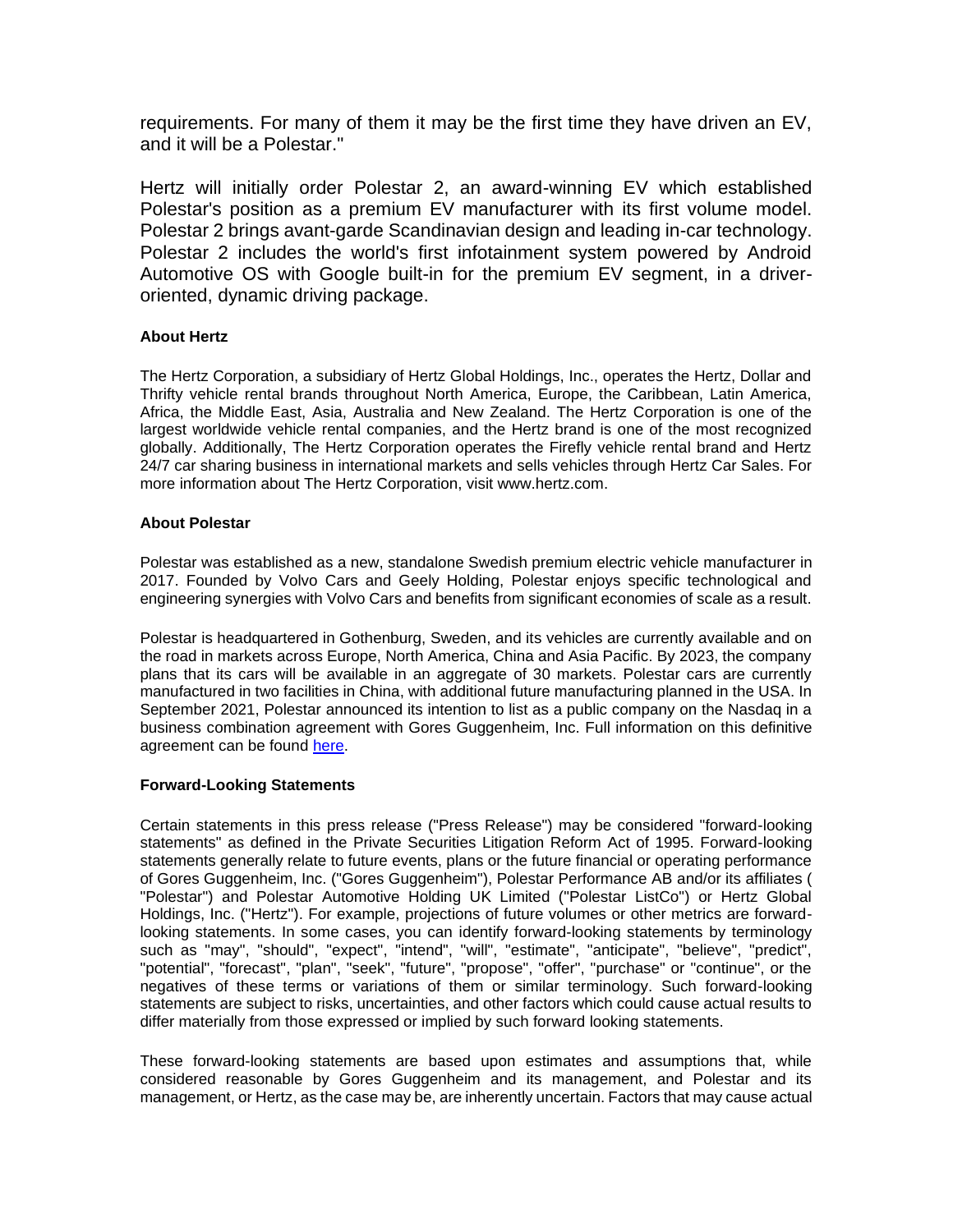requirements. For many of them it may be the first time they have driven an EV, and it will be a Polestar."

Hertz will initially order Polestar 2, an award-winning EV which established Polestar's position as a premium EV manufacturer with its first volume model. Polestar 2 brings avant-garde Scandinavian design and leading in-car technology. Polestar 2 includes the world's first infotainment system powered by Android Automotive OS with Google built-in for the premium EV segment, in a driver-oriented, dynamic driving package.

**About Hertz**

The Hertz Corporation, a subsidiary of Hertz Global Holdings, Inc., operates the Hertz, Dollar and Thrifty vehicle rental brands throughout North America, Europe, the Caribbean, Latin America, Africa, the Middle East, Asia, Australia and New Zealand. The Hertz Corporation is one of the largest worldwide vehicle rental companies, and the Hertz brand is one of the most recognized globally. Additionally, The Hertz Corporation operates the Firefly vehicle rental brand and Hertz 24/7 car sharing business in international markets and sells vehicles through Hertz Car Sales. For more information about The Hertz Corporation, visit www.hertz.com.

**About Polestar**

Polestar was established as a new, standalone Swedish premium electric vehicle manufacturer in 2017. Founded by Volvo Cars and Geely Holding, Polestar enjoys specific technological and engineering synergies with Volvo Cars and benefits from significant economies of scale as a result.

Polestar is headquartered in Gothenburg, Sweden, and its vehicles are currently available and on the road in markets across Europe, North America, China and Asia Pacific. By 2023, the company plans that its cars will be available in an aggregate of 30 markets. Polestar cars are currently manufactured in two facilities in China, with additional future manufacturing planned in the USA. In September 2021, Polestar announced its intention to list as a public company on the Nasdaq in a business combination agreement with Gores Guggenheim, Inc. Full information on this definitive agreement can be found here.

**Forward-Looking Statements**

Certain statements in this press release ("Press Release") may be considered "forward-looking statements" as defined in the Private Securities Litigation Reform Act of 1995. Forward-looking statements generally relate to future events, plans or the future financial or operating performance of Gores Guggenheim, Inc. ("Gores Guggenheim"), Polestar Performance AB and/or its affiliates ( "Polestar") and Polestar Automotive Holding UK Limited ("Polestar ListCo") or Hertz Global Holdings, Inc. ("Hertz"). For example, projections of future volumes or other metrics are forward-looking statements. In some cases, you can identify forward-looking statements by terminology such as "may", "should", "expect", "intend", "will", "estimate", "anticipate", "believe", "predict", "potential", "forecast", "plan", "seek", "future", "propose", "offer", "purchase" or "continue", or the negatives of these terms or variations of them or similar terminology. Such forward-looking statements are subject to risks, uncertainties, and other factors which could cause actual results to differ materially from those expressed or implied by such forward looking statements.

These forward-looking statements are based upon estimates and assumptions that, while considered reasonable by Gores Guggenheim and its management, and Polestar and its management, or Hertz, as the case may be, are inherently uncertain. Factors that may cause actual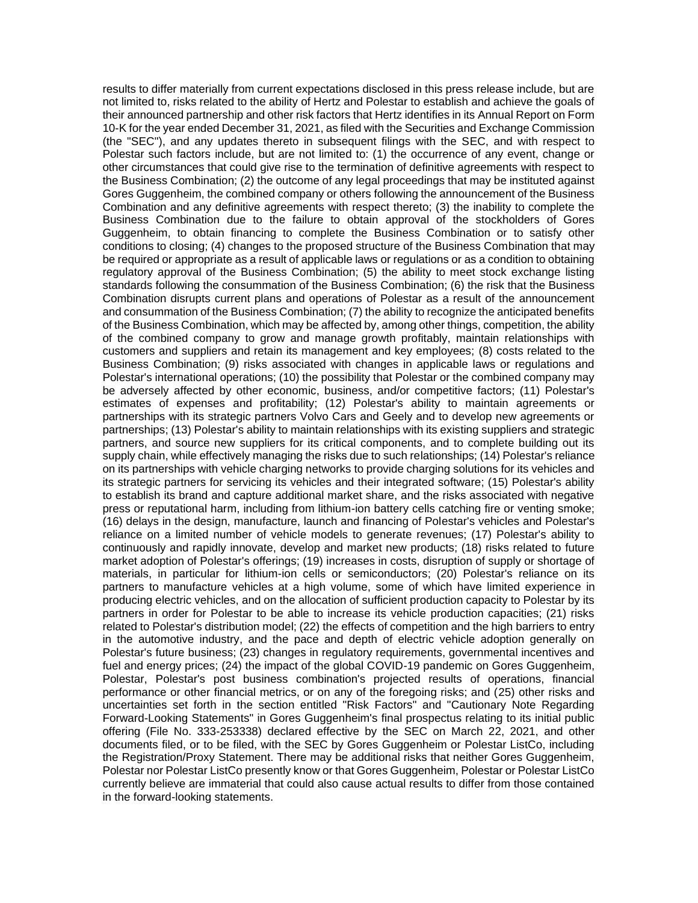results to differ materially from current expectations disclosed in this press release include, but are not limited to, risks related to the ability of Hertz and Polestar to establish and achieve the goals of their announced partnership and other risk factors that Hertz identifies in its Annual Report on Form 10-K for the year ended December 31, 2021, as filed with the Securities and Exchange Commission (the "SEC"), and any updates thereto in subsequent filings with the SEC, and with respect to Polestar such factors include, but are not limited to: (1) the occurrence of any event, change or other circumstances that could give rise to the termination of definitive agreements with respect to the Business Combination; (2) the outcome of any legal proceedings that may be instituted against Gores Guggenheim, the combined company or others following the announcement of the Business Combination and any definitive agreements with respect thereto; (3) the inability to complete the Business Combination due to the failure to obtain approval of the stockholders of Gores Guggenheim, to obtain financing to complete the Business Combination or to satisfy other conditions to closing; (4) changes to the proposed structure of the Business Combination that may be required or appropriate as a result of applicable laws or regulations or as a condition to obtaining regulatory approval of the Business Combination; (5) the ability to meet stock exchange listing standards following the consummation of the Business Combination; (6) the risk that the Business Combination disrupts current plans and operations of Polestar as a result of the announcement and consummation of the Business Combination; (7) the ability to recognize the anticipated benefits of the Business Combination, which may be affected by, among other things, competition, the ability of the combined company to grow and manage growth profitably, maintain relationships with customers and suppliers and retain its management and key employees; (8) costs related to the Business Combination; (9) risks associated with changes in applicable laws or regulations and Polestar's international operations; (10) the possibility that Polestar or the combined company may be adversely affected by other economic, business, and/or competitive factors; (11) Polestar's estimates of expenses and profitability; (12) Polestar's ability to maintain agreements or partnerships with its strategic partners Volvo Cars and Geely and to develop new agreements or partnerships; (13) Polestar's ability to maintain relationships with its existing suppliers and strategic partners, and source new suppliers for its critical components, and to complete building out its supply chain, while effectively managing the risks due to such relationships; (14) Polestar's reliance on its partnerships with vehicle charging networks to provide charging solutions for its vehicles and its strategic partners for servicing its vehicles and their integrated software; (15) Polestar's ability to establish its brand and capture additional market share, and the risks associated with negative press or reputational harm, including from lithium-ion battery cells catching fire or venting smoke; (16) delays in the design, manufacture, launch and financing of Polestar's vehicles and Polestar's reliance on a limited number of vehicle models to generate revenues; (17) Polestar's ability to continuously and rapidly innovate, develop and market new products; (18) risks related to future market adoption of Polestar's offerings; (19) increases in costs, disruption of supply or shortage of materials, in particular for lithium-ion cells or semiconductors; (20) Polestar's reliance on its partners to manufacture vehicles at a high volume, some of which have limited experience in producing electric vehicles, and on the allocation of sufficient production capacity to Polestar by its partners in order for Polestar to be able to increase its vehicle production capacities; (21) risks related to Polestar's distribution model; (22) the effects of competition and the high barriers to entry in the automotive industry, and the pace and depth of electric vehicle adoption generally on Polestar's future business; (23) changes in regulatory requirements, governmental incentives and fuel and energy prices; (24) the impact of the global COVID-19 pandemic on Gores Guggenheim, Polestar, Polestar's post business combination's projected results of operations, financial performance or other financial metrics, or on any of the foregoing risks; and (25) other risks and uncertainties set forth in the section entitled "Risk Factors" and "Cautionary Note Regarding Forward-Looking Statements" in Gores Guggenheim's final prospectus relating to its initial public offering (File No. 333-253338) declared effective by the SEC on March 22, 2021, and other documents filed, or to be filed, with the SEC by Gores Guggenheim or Polestar ListCo, including the Registration/Proxy Statement. There may be additional risks that neither Gores Guggenheim, Polestar nor Polestar ListCo presently know or that Gores Guggenheim, Polestar or Polestar ListCo currently believe are immaterial that could also cause actual results to differ from those contained in the forward-looking statements.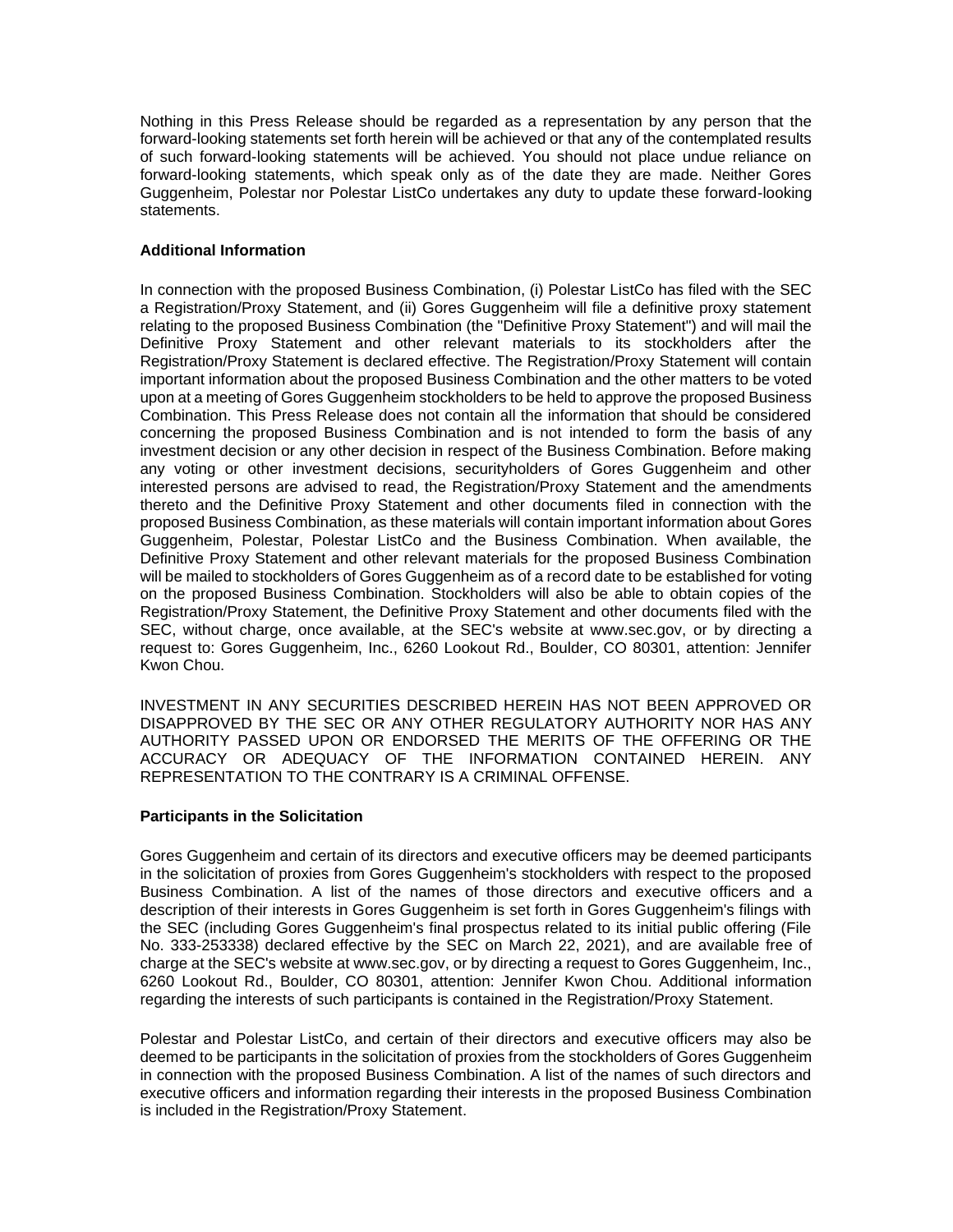Nothing in this Press Release should be regarded as a representation by any person that the forward-looking statements set forth herein will be achieved or that any of the contemplated results of such forward-looking statements will be achieved. You should not place undue reliance on forward-looking statements, which speak only as of the date they are made. Neither Gores Guggenheim, Polestar nor Polestar ListCo undertakes any duty to update these forward-looking statements.

**Additional Information**

In connection with the proposed Business Combination, (i) Polestar ListCo has filed with the SEC a Registration/Proxy Statement, and (ii) Gores Guggenheim will file a definitive proxy statement relating to the proposed Business Combination (the "Definitive Proxy Statement") and will mail the Definitive Proxy Statement and other relevant materials to its stockholders after the Registration/Proxy Statement is declared effective. The Registration/Proxy Statement will contain important information about the proposed Business Combination and the other matters to be voted upon at a meeting of Gores Guggenheim stockholders to be held to approve the proposed Business Combination. This Press Release does not contain all the information that should be considered concerning the proposed Business Combination and is not intended to form the basis of any investment decision or any other decision in respect of the Business Combination. Before making any voting or other investment decisions, securityholders of Gores Guggenheim and other interested persons are advised to read, the Registration/Proxy Statement and the amendments thereto and the Definitive Proxy Statement and other documents filed in connection with the proposed Business Combination, as these materials will contain important information about Gores Guggenheim, Polestar, Polestar ListCo and the Business Combination. When available, the Definitive Proxy Statement and other relevant materials for the proposed Business Combination will be mailed to stockholders of Gores Guggenheim as of a record date to be established for voting on the proposed Business Combination. Stockholders will also be able to obtain copies of the Registration/Proxy Statement, the Definitive Proxy Statement and other documents filed with the SEC, without charge, once available, at the SEC's website at www.sec.gov, or by directing a request to: Gores Guggenheim, Inc., 6260 Lookout Rd., Boulder, CO 80301, attention: Jennifer Kwon Chou.

INVESTMENT IN ANY SECURITIES DESCRIBED HEREIN HAS NOT BEEN APPROVED OR DISAPPROVED BY THE SEC OR ANY OTHER REGULATORY AUTHORITY NOR HAS ANY AUTHORITY PASSED UPON OR ENDORSED THE MERITS OF THE OFFERING OR THE ACCURACY OR ADEQUACY OF THE INFORMATION CONTAINED HEREIN. ANY REPRESENTATION TO THE CONTRARY IS A CRIMINAL OFFENSE.

**Participants in the Solicitation**

Gores Guggenheim and certain of its directors and executive officers may be deemed participants in the solicitation of proxies from Gores Guggenheim's stockholders with respect to the proposed Business Combination. A list of the names of those directors and executive officers and a description of their interests in Gores Guggenheim is set forth in Gores Guggenheim's filings with the SEC (including Gores Guggenheim's final prospectus related to its initial public offering (File No. 333-253338) declared effective by the SEC on March 22, 2021), and are available free of charge at the SEC's website at www.sec.gov, or by directing a request to Gores Guggenheim, Inc., 6260 Lookout Rd., Boulder, CO 80301, attention: Jennifer Kwon Chou. Additional information regarding the interests of such participants is contained in the Registration/Proxy Statement.

Polestar and Polestar ListCo, and certain of their directors and executive officers may also be deemed to be participants in the solicitation of proxies from the stockholders of Gores Guggenheim in connection with the proposed Business Combination. A list of the names of such directors and executive officers and information regarding their interests in the proposed Business Combination is included in the Registration/Proxy Statement.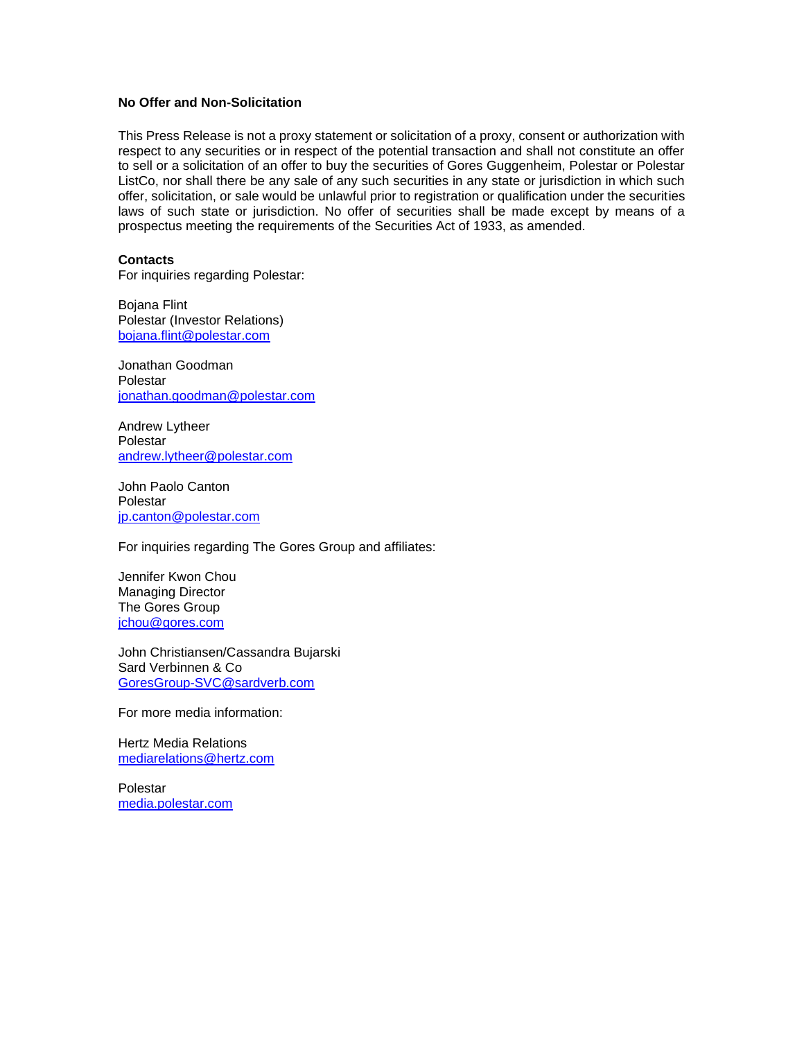**No Offer and Non-Solicitation**

This Press Release is not a proxy statement or solicitation of a proxy, consent or authorization with respect to any securities or in respect of the potential transaction and shall not constitute an offer to sell or a solicitation of an offer to buy the securities of Gores Guggenheim, Polestar or Polestar ListCo, nor shall there be any sale of any such securities in any state or jurisdiction in which such offer, solicitation, or sale would be unlawful prior to registration or qualification under the securities laws of such state or jurisdiction. No offer of securities shall be made except by means of a prospectus meeting the requirements of the Securities Act of 1933, as amended.

**Contacts**

For inquiries regarding Polestar:

Bojana Flint
Polestar (Investor Relations)
bojana.flint@polestar.com

Jonathan Goodman
Polestar
jonathan.goodman@polestar.com

Andrew Lytheer
Polestar
andrew.lytheer@polestar.com

John Paolo Canton
Polestar
jp.canton@polestar.com

For inquiries regarding The Gores Group and affiliates:

Jennifer Kwon Chou
Managing Director
The Gores Group
jchou@gores.com

John Christiansen/Cassandra Bujarski
Sard Verbinnen & Co
GoresGroup-SVC@sardverb.com

For more media information:

Hertz Media Relations
mediarelations@hertz.com

Polestar
media.polestar.com